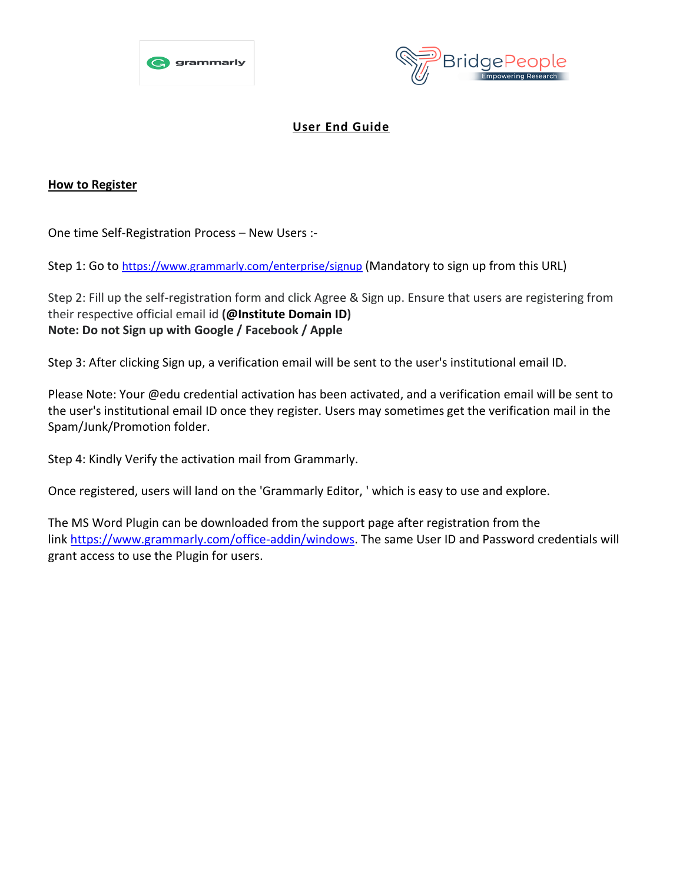# User End Guide

## How to Register

One time Self-Registration Process – New Users :-

Step 1: Go to https://www.grammarly.com/enterprise/signup (Mandatory to sign up from this URL)

Step 2: Fill up the self-registration form and click Agree & Sign up. Ensure that users are registering from their respective official email id **(@Institute Domain ID)**
**Note: Do not Sign up with Google / Facebook / Apple**

Step 3: After clicking Sign up, a verification email will be sent to the user's institutional email ID.

Please Note: Your @edu credential activation has been activated, and a verification email will be sent to the user's institutional email ID once they register. Users may sometimes get the verification mail in the Spam/Junk/Promotion folder.

Step 4: Kindly Verify the activation mail from Grammarly.

Once registered, users will land on the 'Grammarly Editor, ' which is easy to use and explore.

The MS Word Plugin can be downloaded from the support page after registration from the link https://www.grammarly.com/office-addin/windows. The same User ID and Password credentials will grant access to use the Plugin for users.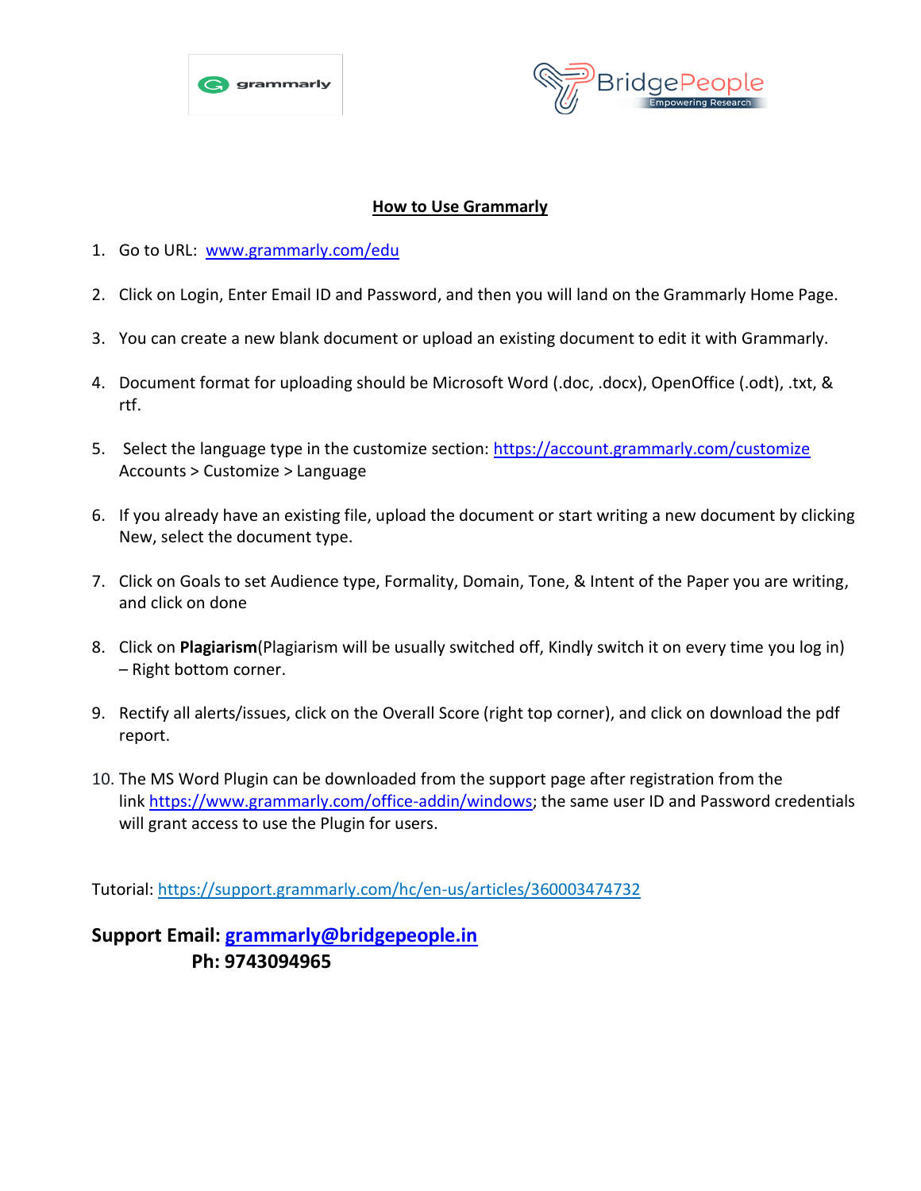grammarly

BridgePeople
Empowering Research

## How to Use Grammarly

1. Go to URL: [www.grammarly.com/edu](www.grammarly.com/edu)
2. Click on Login, Enter Email ID and Password, and then you will land on the Grammarly Home Page.
3. You can create a new blank document or upload an existing document to edit it with Grammarly.
4. Document format for uploading should be Microsoft Word (.doc, .docx), OpenOffice (.odt), .txt, & rtf.
5. Select the language type in the customize section: [https://account.grammarly.com/customize](https://account.grammarly.com/customize) Accounts > Customize > Language
6. If you already have an existing file, upload the document or start writing a new document by clicking New, select the document type.
7. Click on Goals to set Audience type, Formality, Domain, Tone, & Intent of the Paper you are writing, and click on done
8. Click on **Plagiarism**(Plagiarism will be usually switched off, Kindly switch it on every time you log in) – Right bottom corner.
9. Rectify all alerts/issues, click on the Overall Score (right top corner), and click on download the pdf report.
10. The MS Word Plugin can be downloaded from the support page after registration from the link [https://www.grammarly.com/office-addin/windows](https://www.grammarly.com/office-addin/windows); the same user ID and Password credentials will grant access to use the Plugin for users.

Tutorial: [https://support.grammarly.com/hc/en-us/articles/360003474732](https://support.grammarly.com/hc/en-us/articles/360003474732)

**Support Email: [grammarly@bridgepeople.in](mailto:grammarly@bridgepeople.in)**

**Ph: 9743094965**